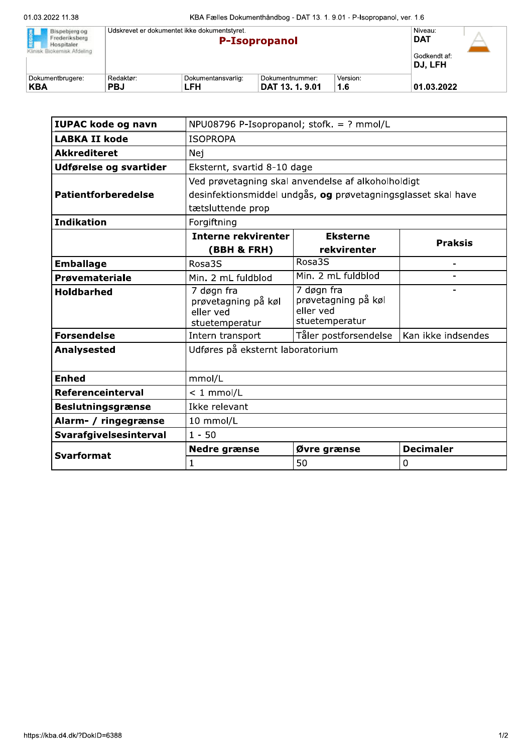| Bispebjerg og Frederiksberg Hospitaler Klinisk Biokemisk Afdeling | Udskrevet er dokumentet ikke dokumentstyret. **P-Isopropanol** | | | | Niveau: **DAT** Godkendt af: **DJ, LFH** |
|---|---|---|---|---|---|
| Dokumentbrugere: **KBA** | Redaktør: **PBJ** | Dokumentansvarlig: **LFH** | Dokumentnummer: **DAT 13. 1. 9.01** | Version: **1.6** | **01.03.2022** |

| **IUPAC kode og navn** | NPU08796 P-Isopropanol; stofk. = ? mmol/L | | |
|---|---|---|---|
| **LABKA II kode** | ISOPROPA | | |
| **Akkrediteret** | Nej | | |
| **Udførelse og svartider** | Eksternt, svartid 8-10 dage | | |
| **Patientforberedelse** | Ved prøvetagning skal anvendelse af alkoholholdigt desinfektionsmiddel undgås, **og** prøvetagningsglasset skal have tætsluttende prop | | |
| **Indikation** | Forgiftning | | |
| | **Interne rekvirenter (BBH & FRH)** | **Eksterne rekvirenter** | **Praksis** |
| **Emballage** | Rosa3S | Rosa3S | - |
| **Prøvemateriale** | Min. 2 mL fuldblod | Min. 2 mL fuldblod | - |
| **Holdbarhed** | 7 døgn fra prøvetagning på køl eller ved stuetemperatur | 7 døgn fra prøvetagning på køl eller ved stuetemperatur | - |
| **Forsendelse** | Intern transport | Tåler postforsendelse | Kan ikke indsendes |
| **Analysested** | Udføres på eksternt laboratorium | | |
| **Enhed** | mmol/L | | |
| **Referenceinterval** | < 1 mmol/L | | |
| **Beslutningsgrænse** | Ikke relevant | | |
| **Alarm- / ringegrænse** | 10 mmol/L | | |
| **Svarafgivelsesinterval** | 1 - 50 | | |
| **Svarformat** | **Nedre grænse** | **Øvre grænse** | **Decimaler** |
| | 1 | 50 | 0 |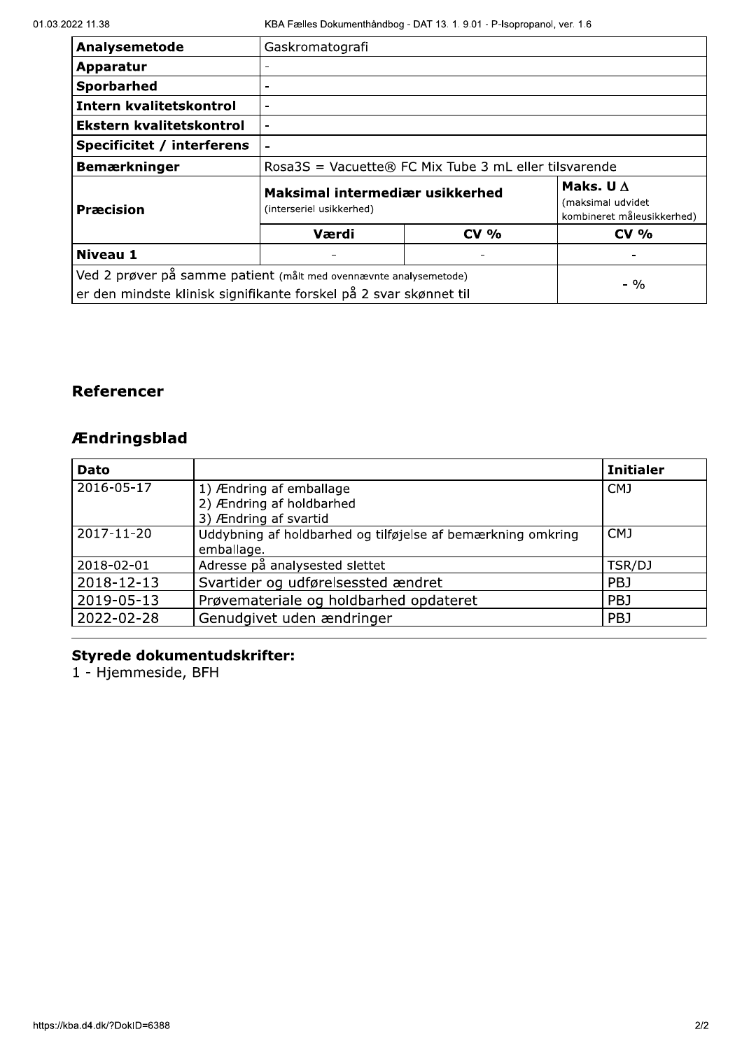| | | | |
|---|---|---|---|
| **Analysemetode** | Gaskromatografi | | |
| **Apparatur** | - | | |
| **Sporbarhed** | - | | |
| **Intern kvalitetskontrol** | - | | |
| **Ekstern kvalitetskontrol** | - | | |
| **Specificitet / interferens** | - | | |
| **Bemærkninger** | Rosa3S = Vacuette® FC Mix Tube 3 mL eller tilsvarende | | |
| **Præcision** | **Maksimal intermediær usikkerhed** (interseriel usikkerhed) | | **Maks. U $\Delta$** (maksimal udvidet kombineret måleusikkerhed) |
| | **Værdi** | **CV %** | **CV %** |
| **Niveau 1** | - | - | - |
| Ved 2 prøver på samme patient (målt med ovennævnte analysemetode) er den mindste klinisk signifikante forskel på 2 svar skønnet til | | | - % |

## Referencer

## Ændringsblad

| Dato | | Initialer |
|---|---|---|
| 2016-05-17 | 1) Ændring af emballage<br>2) Ændring af holdbarhed<br>3) Ændring af svartid | CMJ |
| 2017-11-20 | Uddybning af holdbarhed og tilføjelse af bemærkning omkring emballage. | CMJ |
| 2018-02-01 | Adresse på analysested slettet | TSR/DJ |
| 2018-12-13 | Svartider og udførelsessted ændret | PBJ |
| 2019-05-13 | Prøvemateriale og holdbarhed opdateret | PBJ |
| 2022-02-28 | Genudgivet uden ændringer | PBJ |

### Styrede dokumentudskrifter:

1 - Hjemmeside, BFH